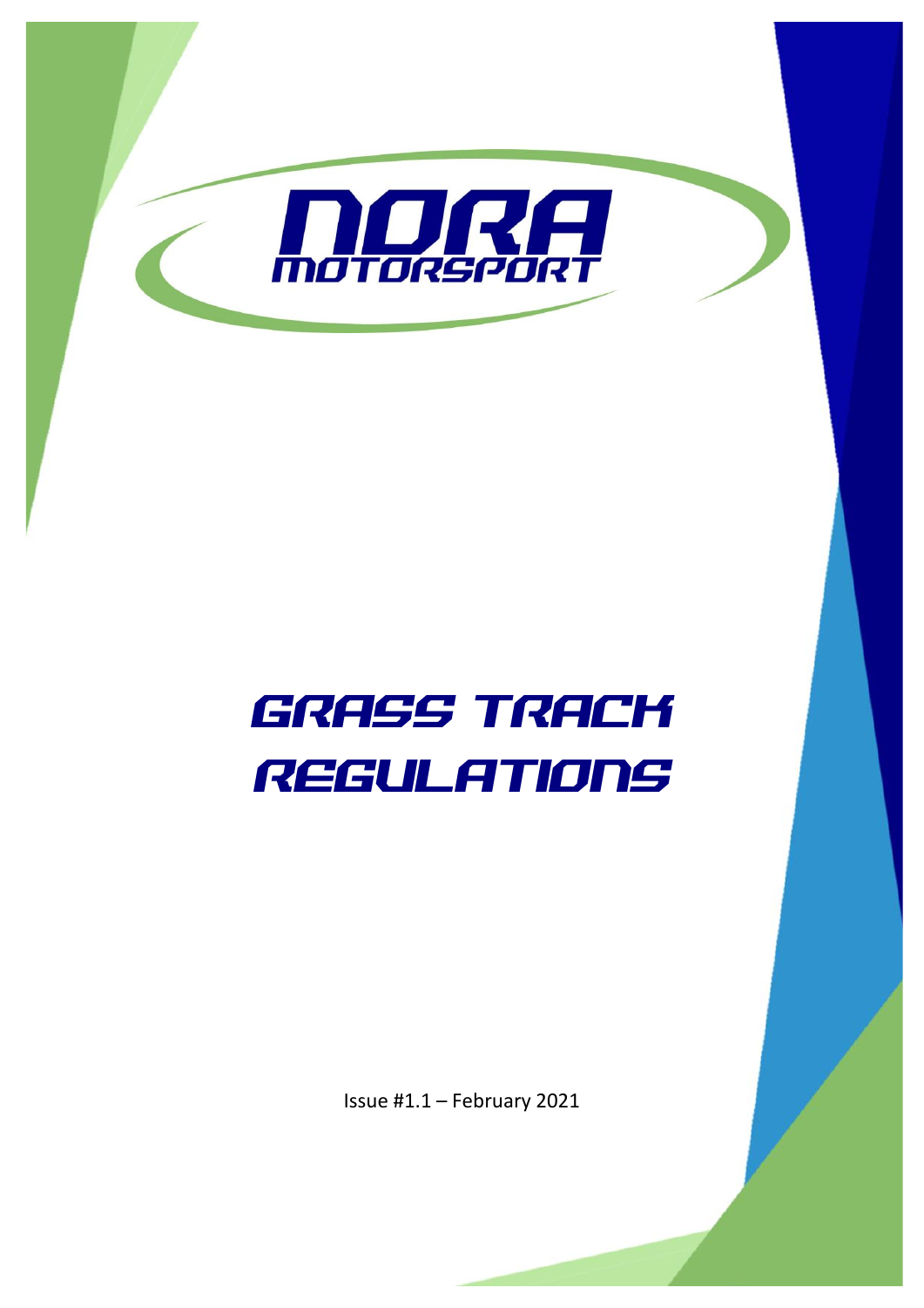# NORA MOTORSPORT

# GRASS TRACK REGULATIONS

Issue #1.1 – February 2021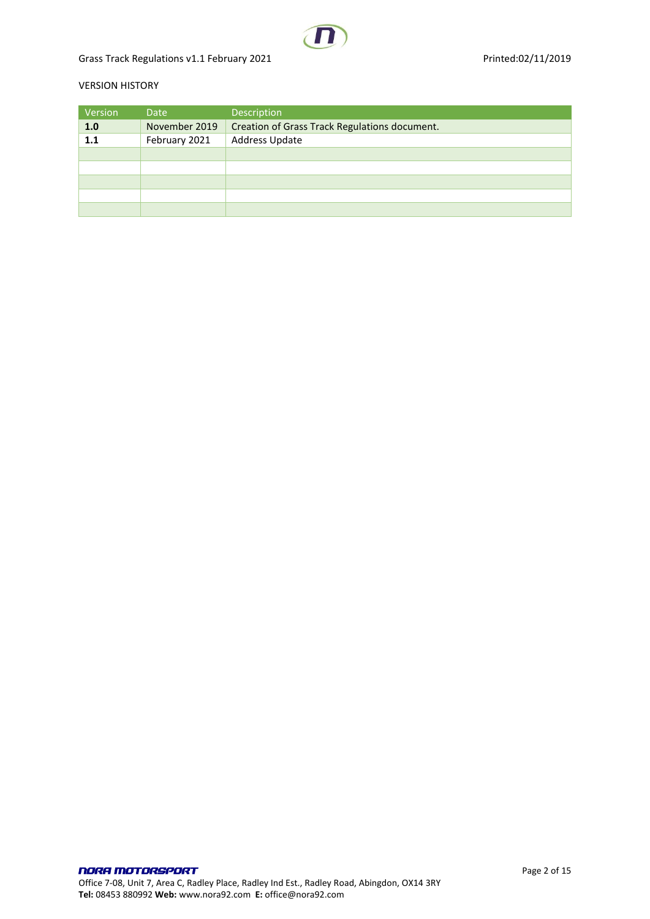VERSION HISTORY

| Version | Date | Description |
|---|---|---|
| **1.0** | November 2019 | Creation of Grass Track Regulations document. |
| **1.1** | February 2021 | Address Update |
| | | |
| | | |
| | | |
| | | |
| | | |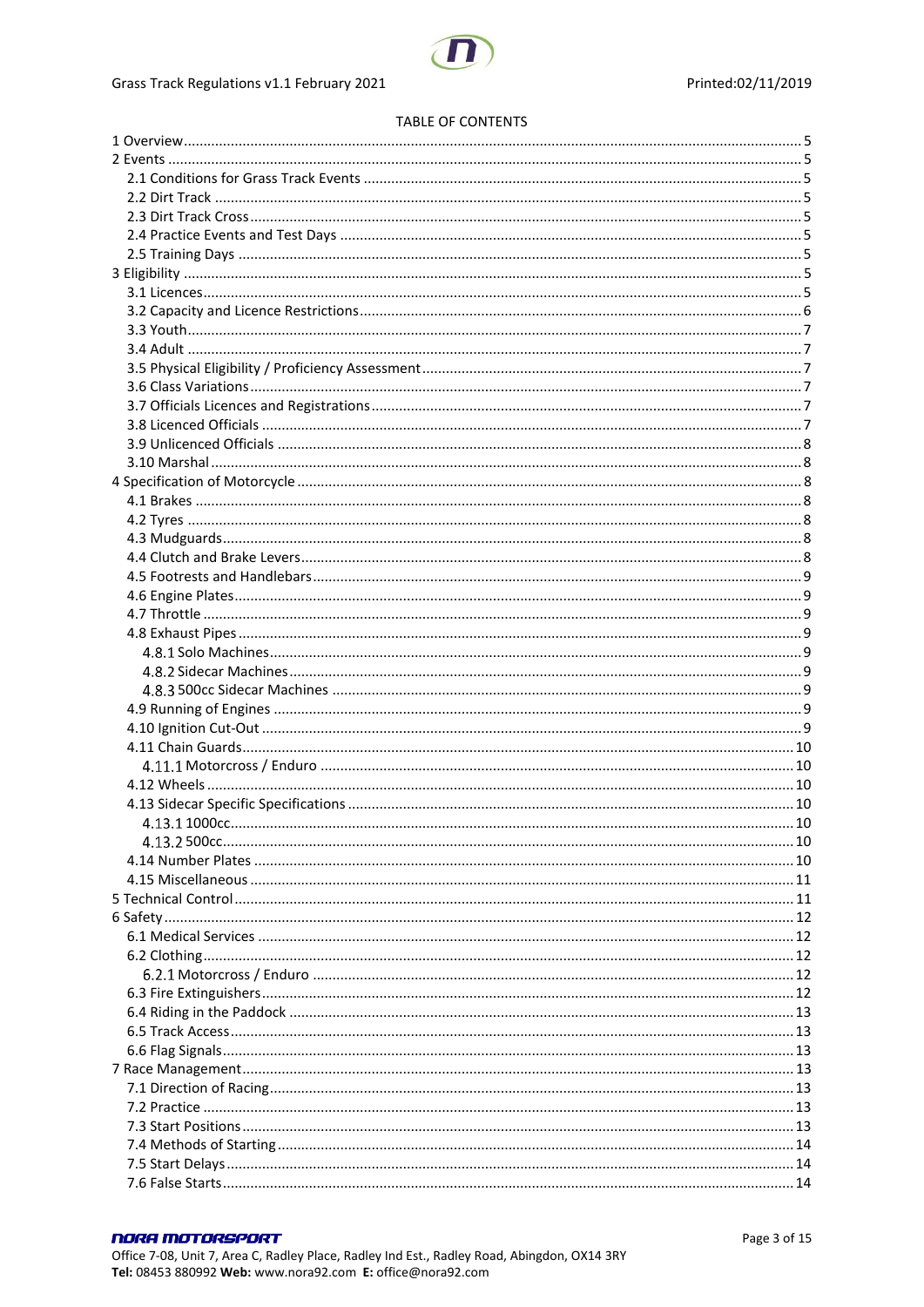TABLE OF CONTENTS

1 Overview ........................................................................ 5
- 2 Events ........................................................................ 5
  - 2.1 Conditions for Grass Track Events ........................................................................ 5
  - 2.2 Dirt Track ........................................................................ 5
  - 2.3 Dirt Track Cross ........................................................................ 5
  - 2.4 Practice Events and Test Days ........................................................................ 5
  - 2.5 Training Days ........................................................................ 5
- 3 Eligibility ........................................................................ 5
  - 3.1 Licences ........................................................................ 5
  - 3.2 Capacity and Licence Restrictions ........................................................................ 6
  - 3.3 Youth ........................................................................ 7
  - 3.4 Adult ........................................................................ 7
  - 3.5 Physical Eligibility / Proficiency Assessment ........................................................................ 7
  - 3.6 Class Variations ........................................................................ 7
  - 3.7 Officials Licences and Registrations ........................................................................ 7
  - 3.8 Licenced Officials ........................................................................ 7
  - 3.9 Unlicenced Officials ........................................................................ 8
  - 3.10 Marshal ........................................................................ 8
- 4 Specification of Motorcycle ........................................................................ 8
  - 4.1 Brakes ........................................................................ 8
  - 4.2 Tyres ........................................................................ 8
  - 4.3 Mudguards ........................................................................ 8
  - 4.4 Clutch and Brake Levers ........................................................................ 8
  - 4.5 Footrests and Handlebars ........................................................................ 9
  - 4.6 Engine Plates ........................................................................ 9
  - 4.7 Throttle ........................................................................ 9
  - 4.8 Exhaust Pipes ........................................................................ 9
    - 4.8.1 Solo Machines ........................................................................ 9
    - 4.8.2 Sidecar Machines ........................................................................ 9
    - 4.8.3 500cc Sidecar Machines ........................................................................ 9
  - 4.9 Running of Engines ........................................................................ 9
  - 4.10 Ignition Cut-Out ........................................................................ 9
  - 4.11 Chain Guards ........................................................................ 10
    - 4.11.1 Motorcross / Enduro ........................................................................ 10
  - 4.12 Wheels ........................................................................ 10
  - 4.13 Sidecar Specific Specifications ........................................................................ 10
    - 4.13.1 1000cc ........................................................................ 10
    - 4.13.2 500cc ........................................................................ 10
  - 4.14 Number Plates ........................................................................ 10
  - 4.15 Miscellaneous ........................................................................ 11
- 5 Technical Control ........................................................................ 11
- 6 Safety ........................................................................ 12
  - 6.1 Medical Services ........................................................................ 12
  - 6.2 Clothing ........................................................................ 12
    - 6.2.1 Motorcross / Enduro ........................................................................ 12
  - 6.3 Fire Extinguishers ........................................................................ 12
  - 6.4 Riding in the Paddock ........................................................................ 13
  - 6.5 Track Access ........................................................................ 13
  - 6.6 Flag Signals ........................................................................ 13
- 7 Race Management ........................................................................ 13
  - 7.1 Direction of Racing ........................................................................ 13
  - 7.2 Practice ........................................................................ 13
  - 7.3 Start Positions ........................................................................ 13
  - 7.4 Methods of Starting ........................................................................ 14
  - 7.5 Start Delays ........................................................................ 14
  - 7.6 False Starts ........................................................................ 14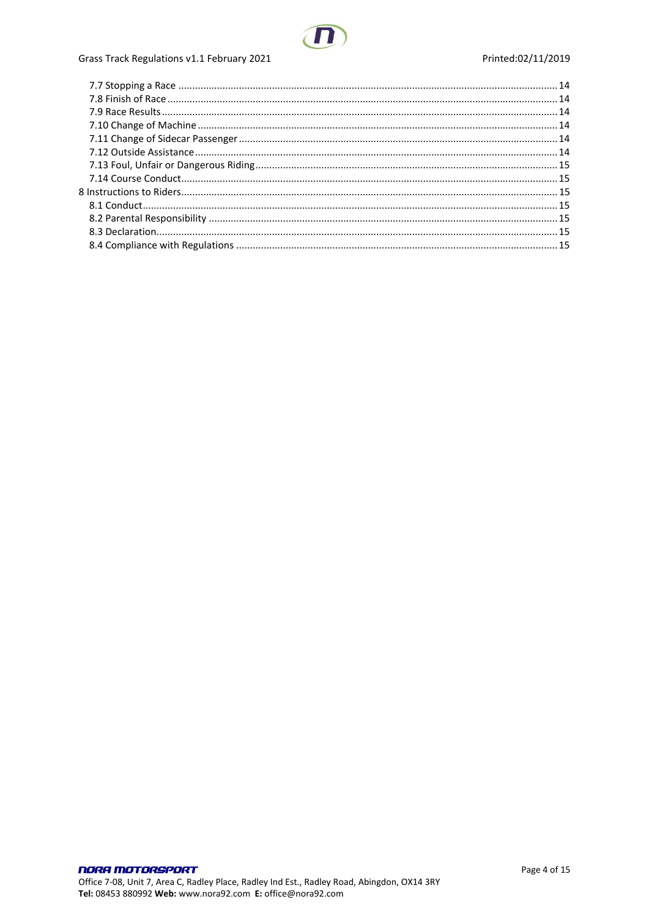7.7 Stopping a Race ........................................................................................................................................ 14
7.8 Finish of Race ............................................................................................................................................ 14
7.9 Race Results .............................................................................................................................................. 14
7.10 Change of Machine .................................................................................................................................. 14
7.11 Change of Sidecar Passenger ................................................................................................................... 14
7.12 Outside Assistance ................................................................................................................................... 14
7.13 Foul, Unfair or Dangerous Riding ............................................................................................................. 15
7.14 Course Conduct ........................................................................................................................................ 15
8 Instructions to Riders ........................................................................................................................................ 15
8.1 Conduct ..................................................................................................................................................... 15
8.2 Parental Responsibility ............................................................................................................................. 15
8.3 Declaration ................................................................................................................................................ 15
8.4 Compliance with Regulations .................................................................................................................... 15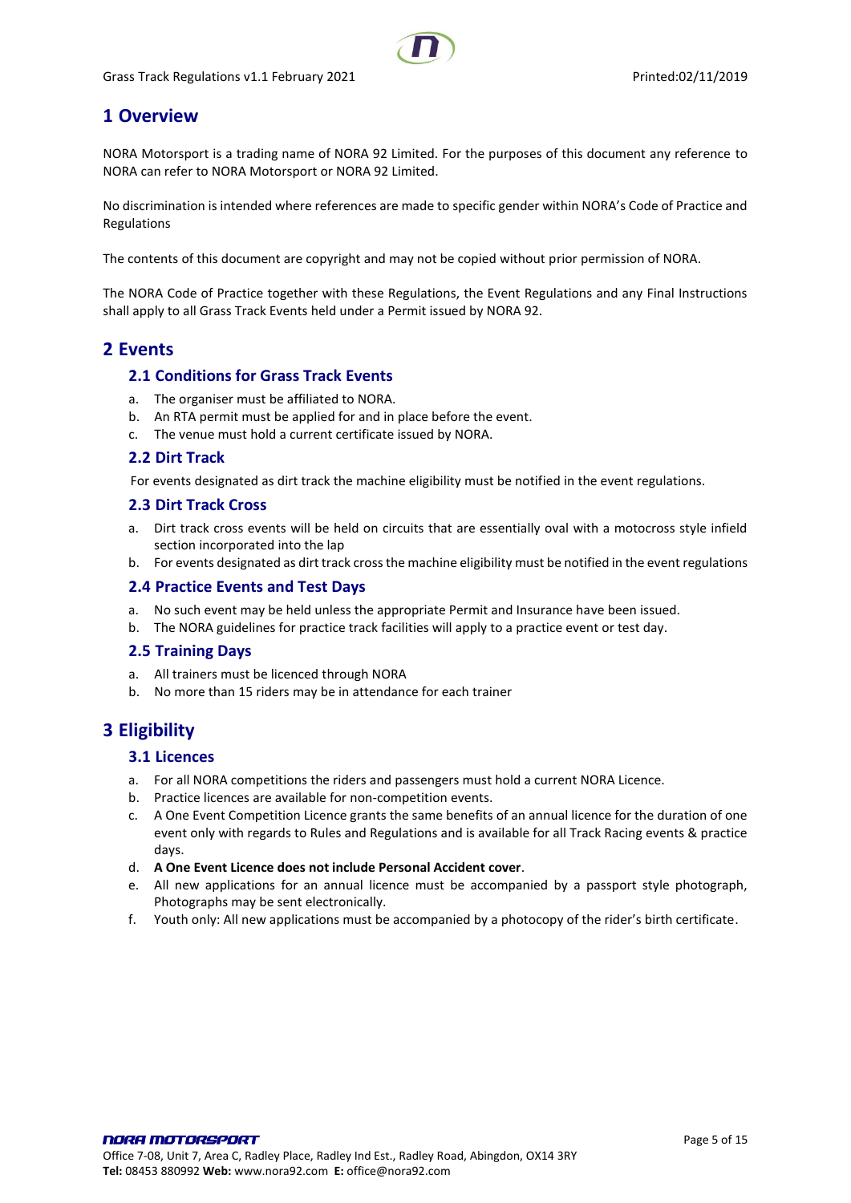# 1 Overview

NORA Motorsport is a trading name of NORA 92 Limited. For the purposes of this document any reference to NORA can refer to NORA Motorsport or NORA 92 Limited.

No discrimination is intended where references are made to specific gender within NORA's Code of Practice and Regulations

The contents of this document are copyright and may not be copied without prior permission of NORA.

The NORA Code of Practice together with these Regulations, the Event Regulations and any Final Instructions shall apply to all Grass Track Events held under a Permit issued by NORA 92.

# 2 Events

## 2.1 Conditions for Grass Track Events

a. The organiser must be affiliated to NORA.
b. An RTA permit must be applied for and in place before the event.
c. The venue must hold a current certificate issued by NORA.

## 2.2 Dirt Track

For events designated as dirt track the machine eligibility must be notified in the event regulations.

## 2.3 Dirt Track Cross

a. Dirt track cross events will be held on circuits that are essentially oval with a motocross style infield section incorporated into the lap
b. For events designated as dirt track cross the machine eligibility must be notified in the event regulations

## 2.4 Practice Events and Test Days

a. No such event may be held unless the appropriate Permit and Insurance have been issued.
b. The NORA guidelines for practice track facilities will apply to a practice event or test day.

## 2.5 Training Days

a. All trainers must be licenced through NORA
b. No more than 15 riders may be in attendance for each trainer

# 3 Eligibility

## 3.1 Licences

a. For all NORA competitions the riders and passengers must hold a current NORA Licence.
b. Practice licences are available for non-competition events.
c. A One Event Competition Licence grants the same benefits of an annual licence for the duration of one event only with regards to Rules and Regulations and is available for all Track Racing events & practice days.
d. **A One Event Licence does not include Personal Accident cover**.
e. All new applications for an annual licence must be accompanied by a passport style photograph, Photographs may be sent electronically.
f. Youth only: All new applications must be accompanied by a photocopy of the rider's birth certificate.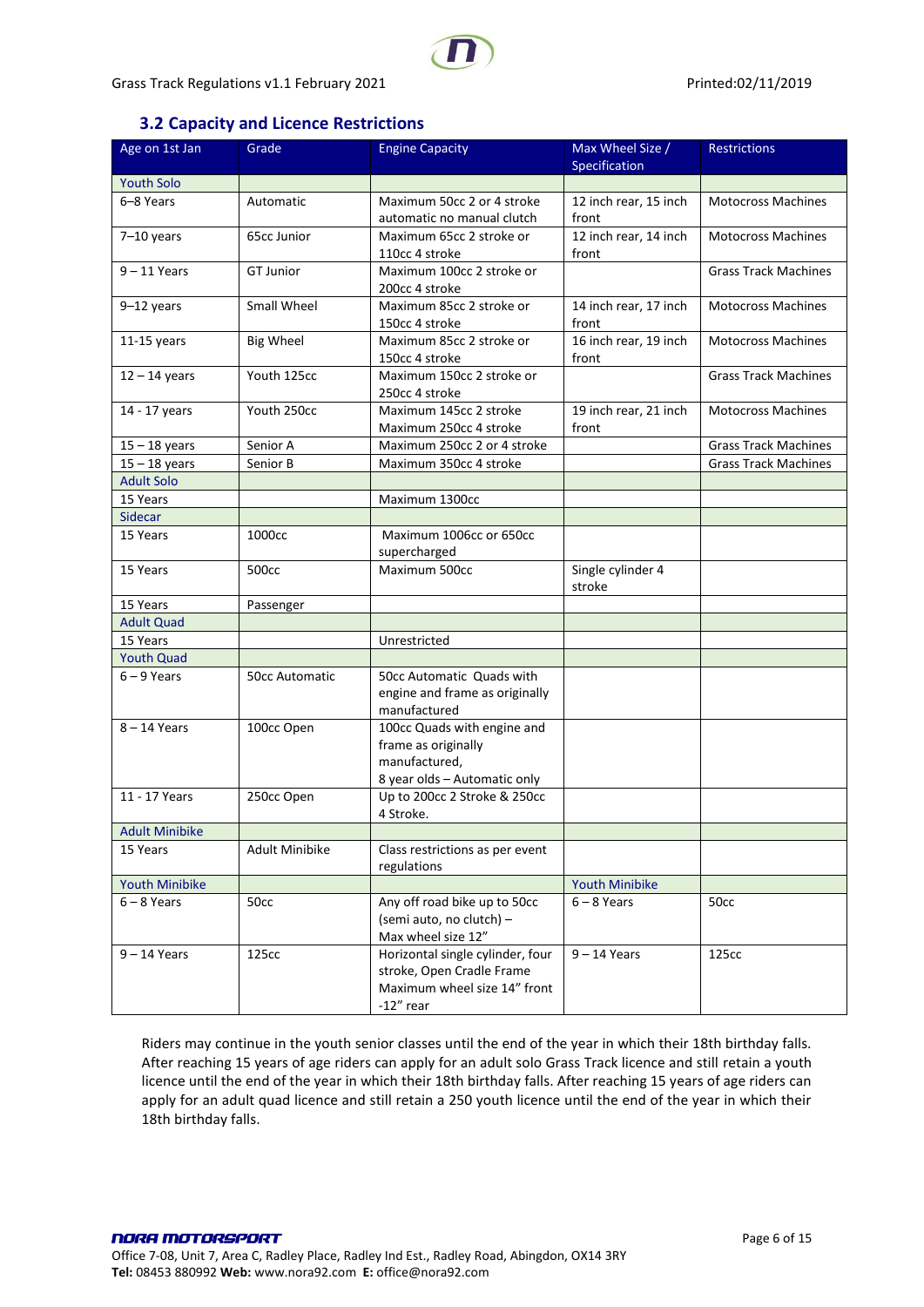### 3.2 Capacity and Licence Restrictions

| Age on 1st Jan | Grade | Engine Capacity | Max Wheel Size / Specification | Restrictions |
|---|---|---|---|---|
| Youth Solo | | | | |
| 6–8 Years | Automatic | Maximum 50cc 2 or 4 stroke automatic no manual clutch | 12 inch rear, 15 inch front | Motocross Machines |
| 7–10 years | 65cc Junior | Maximum 65cc 2 stroke or 110cc 4 stroke | 12 inch rear, 14 inch front | Motocross Machines |
| 9 – 11 Years | GT Junior | Maximum 100cc 2 stroke or 200cc 4 stroke | | Grass Track Machines |
| 9–12 years | Small Wheel | Maximum 85cc 2 stroke or 150cc 4 stroke | 14 inch rear, 17 inch front | Motocross Machines |
| 11-15 years | Big Wheel | Maximum 85cc 2 stroke or 150cc 4 stroke | 16 inch rear, 19 inch front | Motocross Machines |
| 12 – 14 years | Youth 125cc | Maximum 150cc 2 stroke or 250cc 4 stroke | | Grass Track Machines |
| 14 - 17 years | Youth 250cc | Maximum 145cc 2 stroke Maximum 250cc 4 stroke | 19 inch rear, 21 inch front | Motocross Machines |
| 15 – 18 years | Senior A | Maximum 250cc 2 or 4 stroke | | Grass Track Machines |
| 15 – 18 years | Senior B | Maximum 350cc 4 stroke | | Grass Track Machines |
| Adult Solo | | | | |
| 15 Years | | Maximum 1300cc | | |
| Sidecar | | | | |
| 15 Years | 1000cc | Maximum 1006cc or 650cc supercharged | | |
| 15 Years | 500cc | Maximum 500cc | Single cylinder 4 stroke | |
| 15 Years | Passenger | | | |
| Adult Quad | | | | |
| 15 Years | | Unrestricted | | |
| Youth Quad | | | | |
| 6 – 9 Years | 50cc Automatic | 50cc Automatic Quads with engine and frame as originally manufactured | | |
| 8 – 14 Years | 100cc Open | 100cc Quads with engine and frame as originally manufactured, 8 year olds – Automatic only | | |
| 11 - 17 Years | 250cc Open | Up to 200cc 2 Stroke & 250cc 4 Stroke. | | |
| Adult Minibike | | | | |
| 15 Years | Adult Minibike | Class restrictions as per event regulations | | |
| Youth Minibike | | | Youth Minibike | |
| 6 – 8 Years | 50cc | Any off road bike up to 50cc (semi auto, no clutch) – Max wheel size 12" | 6 – 8 Years | 50cc |
| 9 – 14 Years | 125cc | Horizontal single cylinder, four stroke, Open Cradle Frame Maximum wheel size 14" front -12" rear | 9 – 14 Years | 125cc |

Riders may continue in the youth senior classes until the end of the year in which their 18th birthday falls. After reaching 15 years of age riders can apply for an adult solo Grass Track licence and still retain a youth licence until the end of the year in which their 18th birthday falls. After reaching 15 years of age riders can apply for an adult quad licence and still retain a 250 youth licence until the end of the year in which their 18th birthday falls.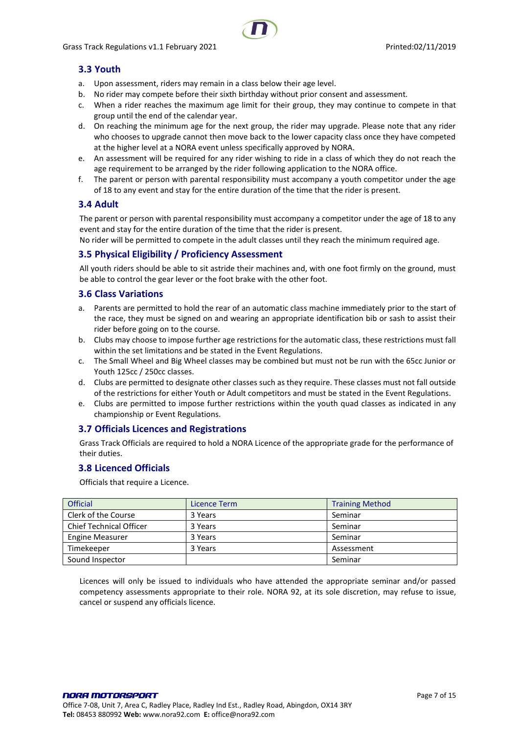## 3.3 Youth

a. Upon assessment, riders may remain in a class below their age level.
b. No rider may compete before their sixth birthday without prior consent and assessment.
c. When a rider reaches the maximum age limit for their group, they may continue to compete in that group until the end of the calendar year.
d. On reaching the minimum age for the next group, the rider may upgrade. Please note that any rider who chooses to upgrade cannot then move back to the lower capacity class once they have competed at the higher level at a NORA event unless specifically approved by NORA.
e. An assessment will be required for any rider wishing to ride in a class of which they do not reach the age requirement to be arranged by the rider following application to the NORA office.
f. The parent or person with parental responsibility must accompany a youth competitor under the age of 18 to any event and stay for the entire duration of the time that the rider is present.

## 3.4 Adult

The parent or person with parental responsibility must accompany a competitor under the age of 18 to any event and stay for the entire duration of the time that the rider is present.
No rider will be permitted to compete in the adult classes until they reach the minimum required age.

## 3.5 Physical Eligibility / Proficiency Assessment

All youth riders should be able to sit astride their machines and, with one foot firmly on the ground, must be able to control the gear lever or the foot brake with the other foot.

## 3.6 Class Variations

a. Parents are permitted to hold the rear of an automatic class machine immediately prior to the start of the race, they must be signed on and wearing an appropriate identification bib or sash to assist their rider before going on to the course.
b. Clubs may choose to impose further age restrictions for the automatic class, these restrictions must fall within the set limitations and be stated in the Event Regulations.
c. The Small Wheel and Big Wheel classes may be combined but must not be run with the 65cc Junior or Youth 125cc / 250cc classes.
d. Clubs are permitted to designate other classes such as they require. These classes must not fall outside of the restrictions for either Youth or Adult competitors and must be stated in the Event Regulations.
e. Clubs are permitted to impose further restrictions within the youth quad classes as indicated in any championship or Event Regulations.

## 3.7 Officials Licences and Registrations

Grass Track Officials are required to hold a NORA Licence of the appropriate grade for the performance of their duties.

## 3.8 Licenced Officials

Officials that require a Licence.

| Official | Licence Term | Training Method |
|---|---|---|
| Clerk of the Course | 3 Years | Seminar |
| Chief Technical Officer | 3 Years | Seminar |
| Engine Measurer | 3 Years | Seminar |
| Timekeeper | 3 Years | Assessment |
| Sound Inspector | | Seminar |

Licences will only be issued to individuals who have attended the appropriate seminar and/or passed competency assessments appropriate to their role. NORA 92, at its sole discretion, may refuse to issue, cancel or suspend any officials licence.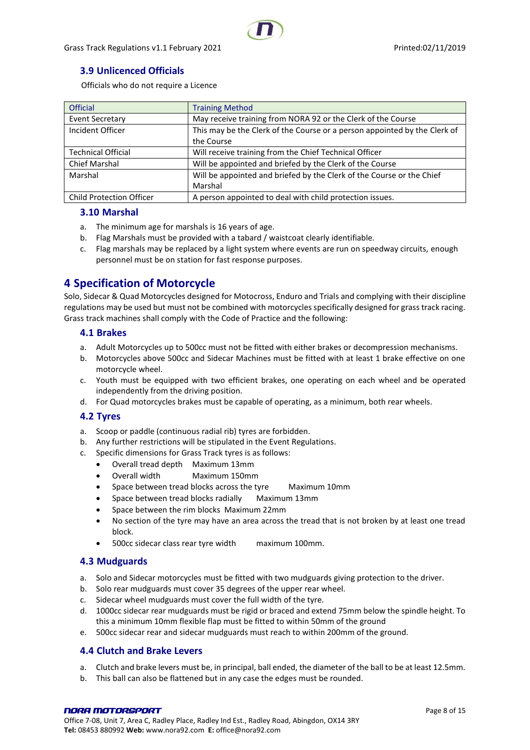### 3.9 Unlicenced Officials

Officials who do not require a Licence

| Official | Training Method |
|---|---|
| Event Secretary | May receive training from NORA 92 or the Clerk of the Course |
| Incident Officer | This may be the Clerk of the Course or a person appointed by the Clerk of the Course |
| Technical Official | Will receive training from the Chief Technical Officer |
| Chief Marshal | Will be appointed and briefed by the Clerk of the Course |
| Marshal | Will be appointed and briefed by the Clerk of the Course or the Chief Marshal |
| Child Protection Officer | A person appointed to deal with child protection issues. |

### 3.10 Marshal

a. The minimum age for marshals is 16 years of age.
b. Flag Marshals must be provided with a tabard / waistcoat clearly identifiable.
c. Flag marshals may be replaced by a light system where events are run on speedway circuits, enough personnel must be on station for fast response purposes.

## 4 Specification of Motorcycle

Solo, Sidecar & Quad Motorcycles designed for Motocross, Enduro and Trials and complying with their discipline regulations may be used but must not be combined with motorcycles specifically designed for grass track racing. Grass track machines shall comply with the Code of Practice and the following:

### 4.1 Brakes

a. Adult Motorcycles up to 500cc must not be fitted with either brakes or decompression mechanisms.
b. Motorcycles above 500cc and Sidecar Machines must be fitted with at least 1 brake effective on one motorcycle wheel.
c. Youth must be equipped with two efficient brakes, one operating on each wheel and be operated independently from the driving position.
d. For Quad motorcycles brakes must be capable of operating, as a minimum, both rear wheels.

### 4.2 Tyres

a. Scoop or paddle (continuous radial rib) tyres are forbidden.
b. Any further restrictions will be stipulated in the Event Regulations.
c. Specific dimensions for Grass Track tyres is as follows:
   - Overall tread depth Maximum 13mm
   - Overall width Maximum 150mm
   - Space between tread blocks across the tyre Maximum 10mm
   - Space between tread blocks radially Maximum 13mm
   - Space between the rim blocks Maximum 22mm
   - No section of the tyre may have an area across the tread that is not broken by at least one tread block.
   - 500cc sidecar class rear tyre width maximum 100mm.

### 4.3 Mudguards

a. Solo and Sidecar motorcycles must be fitted with two mudguards giving protection to the driver.
b. Solo rear mudguards must cover 35 degrees of the upper rear wheel.
c. Sidecar wheel mudguards must cover the full width of the tyre.
d. 1000cc sidecar rear mudguards must be rigid or braced and extend 75mm below the spindle height. To this a minimum 10mm flexible flap must be fitted to within 50mm of the ground
e. 500cc sidecar rear and sidecar mudguards must reach to within 200mm of the ground.

### 4.4 Clutch and Brake Levers

a. Clutch and brake levers must be, in principal, ball ended, the diameter of the ball to be at least 12.5mm.
b. This ball can also be flattened but in any case the edges must be rounded.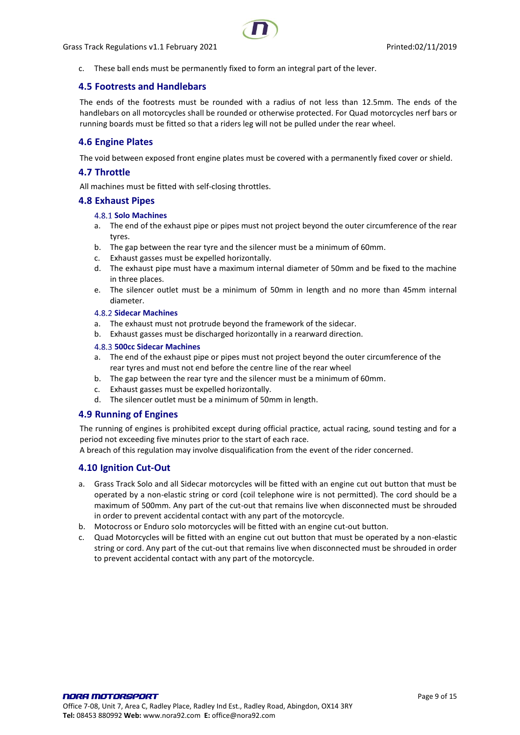c. These ball ends must be permanently fixed to form an integral part of the lever.

## 4.5 Footrests and Handlebars

The ends of the footrests must be rounded with a radius of not less than 12.5mm. The ends of the handlebars on all motorcycles shall be rounded or otherwise protected. For Quad motorcycles nerf bars or running boards must be fitted so that a riders leg will not be pulled under the rear wheel.

## 4.6 Engine Plates

The void between exposed front engine plates must be covered with a permanently fixed cover or shield.

## 4.7 Throttle

All machines must be fitted with self-closing throttles.

## 4.8 Exhaust Pipes

### 4.8.1 Solo Machines

a. The end of the exhaust pipe or pipes must not project beyond the outer circumference of the rear tyres.
b. The gap between the rear tyre and the silencer must be a minimum of 60mm.
c. Exhaust gasses must be expelled horizontally.
d. The exhaust pipe must have a maximum internal diameter of 50mm and be fixed to the machine in three places.
e. The silencer outlet must be a minimum of 50mm in length and no more than 45mm internal diameter.

### 4.8.2 Sidecar Machines

a. The exhaust must not protrude beyond the framework of the sidecar.
b. Exhaust gasses must be discharged horizontally in a rearward direction.

### 4.8.3 500cc Sidecar Machines

a. The end of the exhaust pipe or pipes must not project beyond the outer circumference of the rear tyres and must not end before the centre line of the rear wheel
b. The gap between the rear tyre and the silencer must be a minimum of 60mm.
c. Exhaust gasses must be expelled horizontally.
d. The silencer outlet must be a minimum of 50mm in length.

## 4.9 Running of Engines

The running of engines is prohibited except during official practice, actual racing, sound testing and for a period not exceeding five minutes prior to the start of each race.
A breach of this regulation may involve disqualification from the event of the rider concerned.

## 4.10 Ignition Cut-Out

a. Grass Track Solo and all Sidecar motorcycles will be fitted with an engine cut out button that must be operated by a non-elastic string or cord (coil telephone wire is not permitted). The cord should be a maximum of 500mm. Any part of the cut-out that remains live when disconnected must be shrouded in order to prevent accidental contact with any part of the motorcycle.
b. Motocross or Enduro solo motorcycles will be fitted with an engine cut-out button.
c. Quad Motorcycles will be fitted with an engine cut out button that must be operated by a non-elastic string or cord. Any part of the cut-out that remains live when disconnected must be shrouded in order to prevent accidental contact with any part of the motorcycle.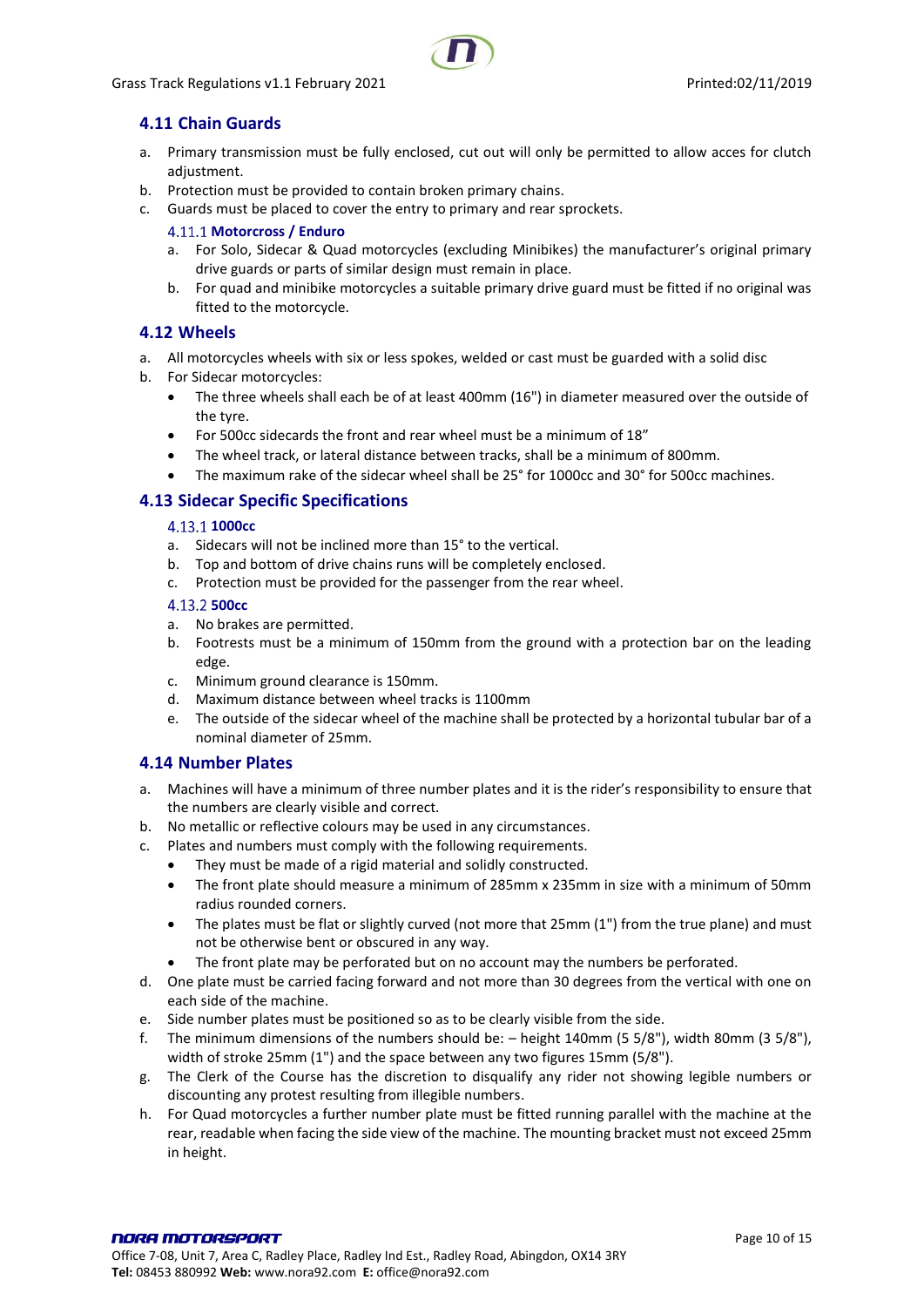## 4.11 Chain Guards

a. Primary transmission must be fully enclosed, cut out will only be permitted to allow acces for clutch adjustment.
b. Protection must be provided to contain broken primary chains.
c. Guards must be placed to cover the entry to primary and rear sprockets.

### 4.11.1 Motorcross / Enduro

a. For Solo, Sidecar & Quad motorcycles (excluding Minibikes) the manufacturer's original primary drive guards or parts of similar design must remain in place.
b. For quad and minibike motorcycles a suitable primary drive guard must be fitted if no original was fitted to the motorcycle.

## 4.12 Wheels

a. All motorcycles wheels with six or less spokes, welded or cast must be guarded with a solid disc
b. For Sidecar motorcycles:
    - The three wheels shall each be of at least 400mm (16") in diameter measured over the outside of the tyre.
    - For 500cc sidecards the front and rear wheel must be a minimum of 18"
    - The wheel track, or lateral distance between tracks, shall be a minimum of 800mm.
    - The maximum rake of the sidecar wheel shall be 25° for 1000cc and 30° for 500cc machines.

## 4.13 Sidecar Specific Specifications

### 4.13.1 1000cc

a. Sidecars will not be inclined more than 15° to the vertical.
b. Top and bottom of drive chains runs will be completely enclosed.
c. Protection must be provided for the passenger from the rear wheel.

### 4.13.2 500cc

a. No brakes are permitted.
b. Footrests must be a minimum of 150mm from the ground with a protection bar on the leading edge.
c. Minimum ground clearance is 150mm.
d. Maximum distance between wheel tracks is 1100mm
e. The outside of the sidecar wheel of the machine shall be protected by a horizontal tubular bar of a nominal diameter of 25mm.

## 4.14 Number Plates

a. Machines will have a minimum of three number plates and it is the rider's responsibility to ensure that the numbers are clearly visible and correct.
b. No metallic or reflective colours may be used in any circumstances.
c. Plates and numbers must comply with the following requirements.
    - They must be made of a rigid material and solidly constructed.
    - The front plate should measure a minimum of 285mm x 235mm in size with a minimum of 50mm radius rounded corners.
    - The plates must be flat or slightly curved (not more that 25mm (1") from the true plane) and must not be otherwise bent or obscured in any way.
    - The front plate may be perforated but on no account may the numbers be perforated.
d. One plate must be carried facing forward and not more than 30 degrees from the vertical with one on each side of the machine.
e. Side number plates must be positioned so as to be clearly visible from the side.
f. The minimum dimensions of the numbers should be: – height 140mm (5 5/8"), width 80mm (3 5/8"), width of stroke 25mm (1") and the space between any two figures 15mm (5/8").
g. The Clerk of the Course has the discretion to disqualify any rider not showing legible numbers or discounting any protest resulting from illegible numbers.
h. For Quad motorcycles a further number plate must be fitted running parallel with the machine at the rear, readable when facing the side view of the machine. The mounting bracket must not exceed 25mm in height.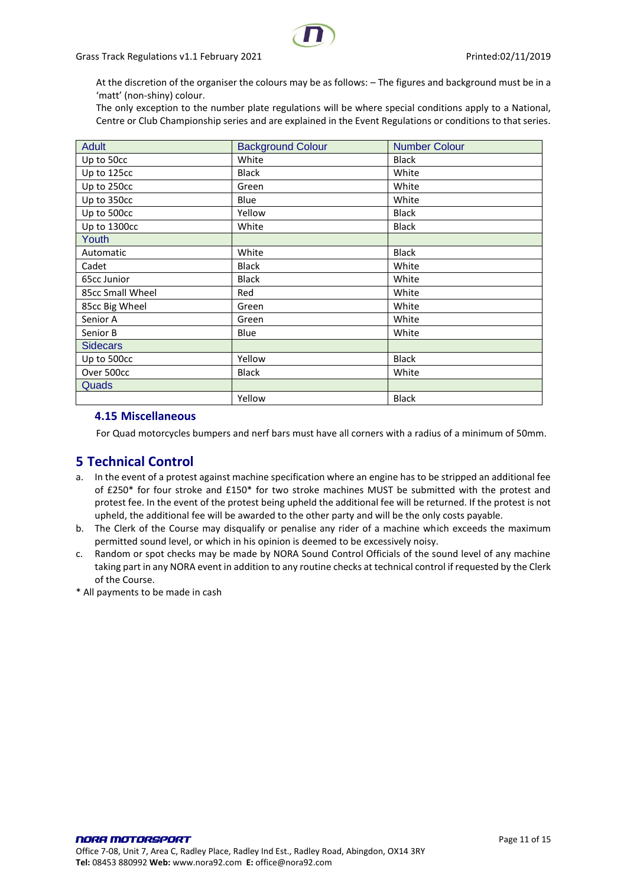At the discretion of the organiser the colours may be as follows: – The figures and background must be in a 'matt' (non-shiny) colour.

The only exception to the number plate regulations will be where special conditions apply to a National, Centre or Club Championship series and are explained in the Event Regulations or conditions to that series.

| Adult | Background Colour | Number Colour |
|---|---|---|
| Up to 50cc | White | Black |
| Up to 125cc | Black | White |
| Up to 250cc | Green | White |
| Up to 350cc | Blue | White |
| Up to 500cc | Yellow | Black |
| Up to 1300cc | White | Black |
| **Youth** | | |
| Automatic | White | Black |
| Cadet | Black | White |
| 65cc Junior | Black | White |
| 85cc Small Wheel | Red | White |
| 85cc Big Wheel | Green | White |
| Senior A | Green | White |
| Senior B | Blue | White |
| **Sidecars** | | |
| Up to 500cc | Yellow | Black |
| Over 500cc | Black | White |
| **Quads** | | |
| | Yellow | Black |

### 4.15 Miscellaneous

For Quad motorcycles bumpers and nerf bars must have all corners with a radius of a minimum of 50mm.

## 5 Technical Control

a. In the event of a protest against machine specification where an engine has to be stripped an additional fee of £250* for four stroke and £150* for two stroke machines MUST be submitted with the protest and protest fee. In the event of the protest being upheld the additional fee will be returned. If the protest is not upheld, the additional fee will be awarded to the other party and will be the only costs payable.

b. The Clerk of the Course may disqualify or penalise any rider of a machine which exceeds the maximum permitted sound level, or which in his opinion is deemed to be excessively noisy.

c. Random or spot checks may be made by NORA Sound Control Officials of the sound level of any machine taking part in any NORA event in addition to any routine checks at technical control if requested by the Clerk of the Course.

* All payments to be made in cash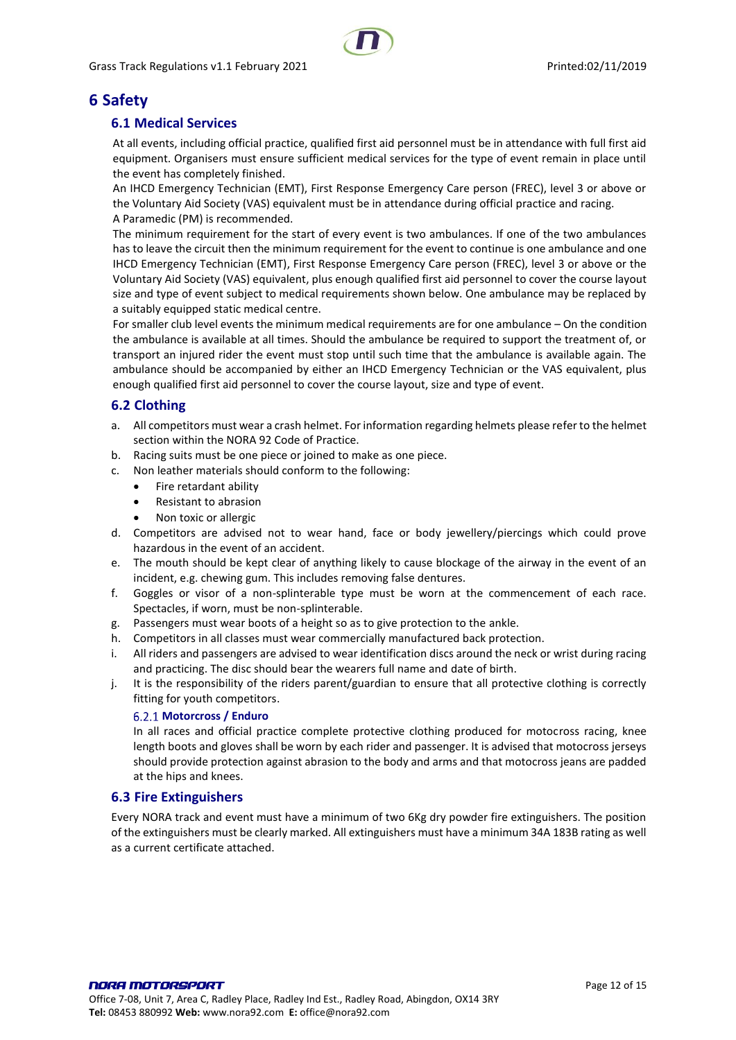# 6 Safety

## 6.1 Medical Services

At all events, including official practice, qualified first aid personnel must be in attendance with full first aid equipment. Organisers must ensure sufficient medical services for the type of event remain in place until the event has completely finished.

An IHCD Emergency Technician (EMT), First Response Emergency Care person (FREC), level 3 or above or the Voluntary Aid Society (VAS) equivalent must be in attendance during official practice and racing.

A Paramedic (PM) is recommended.

The minimum requirement for the start of every event is two ambulances. If one of the two ambulances has to leave the circuit then the minimum requirement for the event to continue is one ambulance and one IHCD Emergency Technician (EMT), First Response Emergency Care person (FREC), level 3 or above or the Voluntary Aid Society (VAS) equivalent, plus enough qualified first aid personnel to cover the course layout size and type of event subject to medical requirements shown below. One ambulance may be replaced by a suitably equipped static medical centre.

For smaller club level events the minimum medical requirements are for one ambulance – On the condition the ambulance is available at all times. Should the ambulance be required to support the treatment of, or transport an injured rider the event must stop until such time that the ambulance is available again. The ambulance should be accompanied by either an IHCD Emergency Technician or the VAS equivalent, plus enough qualified first aid personnel to cover the course layout, size and type of event.

## 6.2 Clothing

a. All competitors must wear a crash helmet. For information regarding helmets please refer to the helmet section within the NORA 92 Code of Practice.
b. Racing suits must be one piece or joined to make as one piece.
c. Non leather materials should conform to the following:
    - Fire retardant ability
    - Resistant to abrasion
    - Non toxic or allergic
d. Competitors are advised not to wear hand, face or body jewellery/piercings which could prove hazardous in the event of an accident.
e. The mouth should be kept clear of anything likely to cause blockage of the airway in the event of an incident, e.g. chewing gum. This includes removing false dentures.
f. Goggles or visor of a non-splinterable type must be worn at the commencement of each race. Spectacles, if worn, must be non-splinterable.
g. Passengers must wear boots of a height so as to give protection to the ankle.
h. Competitors in all classes must wear commercially manufactured back protection.
i. All riders and passengers are advised to wear identification discs around the neck or wrist during racing and practicing. The disc should bear the wearers full name and date of birth.
j. It is the responsibility of the riders parent/guardian to ensure that all protective clothing is correctly fitting for youth competitors.

### 6.2.1 Motorcross / Enduro

In all races and official practice complete protective clothing produced for motocross racing, knee length boots and gloves shall be worn by each rider and passenger. It is advised that motocross jerseys should provide protection against abrasion to the body and arms and that motocross jeans are padded at the hips and knees.

## 6.3 Fire Extinguishers

Every NORA track and event must have a minimum of two 6Kg dry powder fire extinguishers. The position of the extinguishers must be clearly marked. All extinguishers must have a minimum 34A 183B rating as well as a current certificate attached.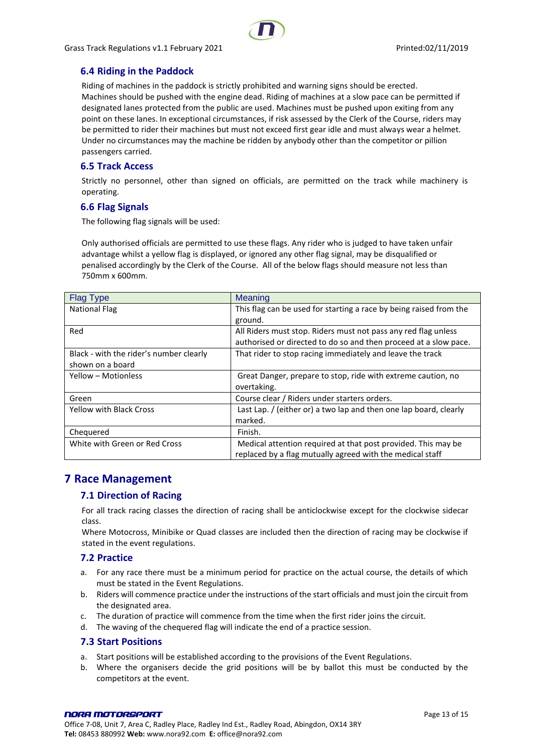### 6.4 Riding in the Paddock

Riding of machines in the paddock is strictly prohibited and warning signs should be erected. Machines should be pushed with the engine dead. Riding of machines at a slow pace can be permitted if designated lanes protected from the public are used. Machines must be pushed upon exiting from any point on these lanes. In exceptional circumstances, if risk assessed by the Clerk of the Course, riders may be permitted to rider their machines but must not exceed first gear idle and must always wear a helmet. Under no circumstances may the machine be ridden by anybody other than the competitor or pillion passengers carried.

### 6.5 Track Access

Strictly no personnel, other than signed on officials, are permitted on the track while machinery is operating.

### 6.6 Flag Signals

The following flag signals will be used:

Only authorised officials are permitted to use these flags. Any rider who is judged to have taken unfair advantage whilst a yellow flag is displayed, or ignored any other flag signal, may be disqualified or penalised accordingly by the Clerk of the Course. All of the below flags should measure not less than 750mm x 600mm.

| Flag Type | Meaning |
|---|---|
| National Flag | This flag can be used for starting a race by being raised from the ground. |
| Red | All Riders must stop. Riders must not pass any red flag unless authorised or directed to do so and then proceed at a slow pace. |
| Black - with the rider's number clearly shown on a board | That rider to stop racing immediately and leave the track |
| Yellow – Motionless | Great Danger, prepare to stop, ride with extreme caution, no overtaking. |
| Green | Course clear / Riders under starters orders. |
| Yellow with Black Cross | Last Lap. / (either or) a two lap and then one lap board, clearly marked. |
| Chequered | Finish. |
| White with Green or Red Cross | Medical attention required at that post provided. This may be replaced by a flag mutually agreed with the medical staff |

## 7 Race Management

### 7.1 Direction of Racing

For all track racing classes the direction of racing shall be anticlockwise except for the clockwise sidecar class.

Where Motocross, Minibike or Quad classes are included then the direction of racing may be clockwise if stated in the event regulations.

### 7.2 Practice

a. For any race there must be a minimum period for practice on the actual course, the details of which must be stated in the Event Regulations.
b. Riders will commence practice under the instructions of the start officials and must join the circuit from the designated area.
c. The duration of practice will commence from the time when the first rider joins the circuit.
d. The waving of the chequered flag will indicate the end of a practice session.

### 7.3 Start Positions

a. Start positions will be established according to the provisions of the Event Regulations.
b. Where the organisers decide the grid positions will be by ballot this must be conducted by the competitors at the event.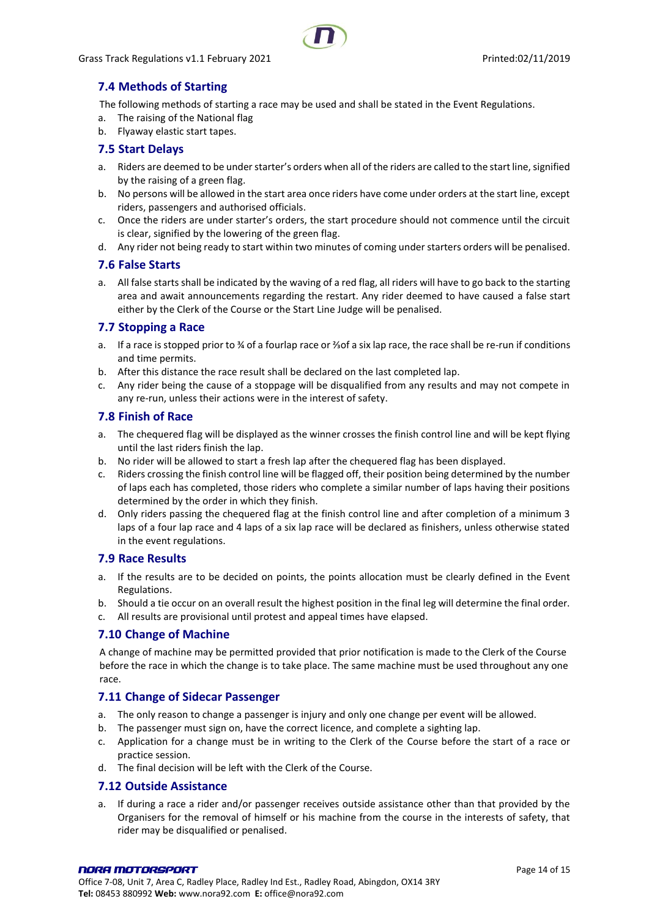## 7.4 Methods of Starting

The following methods of starting a race may be used and shall be stated in the Event Regulations.

a. The raising of the National flag
b. Flyaway elastic start tapes.

## 7.5 Start Delays

a. Riders are deemed to be under starter's orders when all of the riders are called to the start line, signified by the raising of a green flag.
b. No persons will be allowed in the start area once riders have come under orders at the start line, except riders, passengers and authorised officials.
c. Once the riders are under starter's orders, the start procedure should not commence until the circuit is clear, signified by the lowering of the green flag.
d. Any rider not being ready to start within two minutes of coming under starters orders will be penalised.

## 7.6 False Starts

a. All false starts shall be indicated by the waving of a red flag, all riders will have to go back to the starting area and await announcements regarding the restart. Any rider deemed to have caused a false start either by the Clerk of the Course or the Start Line Judge will be penalised.

## 7.7 Stopping a Race

a. If a race is stopped prior to ¾ of a fourlap race or ⅔of a six lap race, the race shall be re-run if conditions and time permits.
b. After this distance the race result shall be declared on the last completed lap.
c. Any rider being the cause of a stoppage will be disqualified from any results and may not compete in any re-run, unless their actions were in the interest of safety.

## 7.8 Finish of Race

a. The chequered flag will be displayed as the winner crosses the finish control line and will be kept flying until the last riders finish the lap.
b. No rider will be allowed to start a fresh lap after the chequered flag has been displayed.
c. Riders crossing the finish control line will be flagged off, their position being determined by the number of laps each has completed, those riders who complete a similar number of laps having their positions determined by the order in which they finish.
d. Only riders passing the chequered flag at the finish control line and after completion of a minimum 3 laps of a four lap race and 4 laps of a six lap race will be declared as finishers, unless otherwise stated in the event regulations.

## 7.9 Race Results

a. If the results are to be decided on points, the points allocation must be clearly defined in the Event Regulations.
b. Should a tie occur on an overall result the highest position in the final leg will determine the final order.
c. All results are provisional until protest and appeal times have elapsed.

## 7.10 Change of Machine

A change of machine may be permitted provided that prior notification is made to the Clerk of the Course before the race in which the change is to take place. The same machine must be used throughout any one race.

## 7.11 Change of Sidecar Passenger

a. The only reason to change a passenger is injury and only one change per event will be allowed.
b. The passenger must sign on, have the correct licence, and complete a sighting lap.
c. Application for a change must be in writing to the Clerk of the Course before the start of a race or practice session.
d. The final decision will be left with the Clerk of the Course.

## 7.12 Outside Assistance

a. If during a race a rider and/or passenger receives outside assistance other than that provided by the Organisers for the removal of himself or his machine from the course in the interests of safety, that rider may be disqualified or penalised.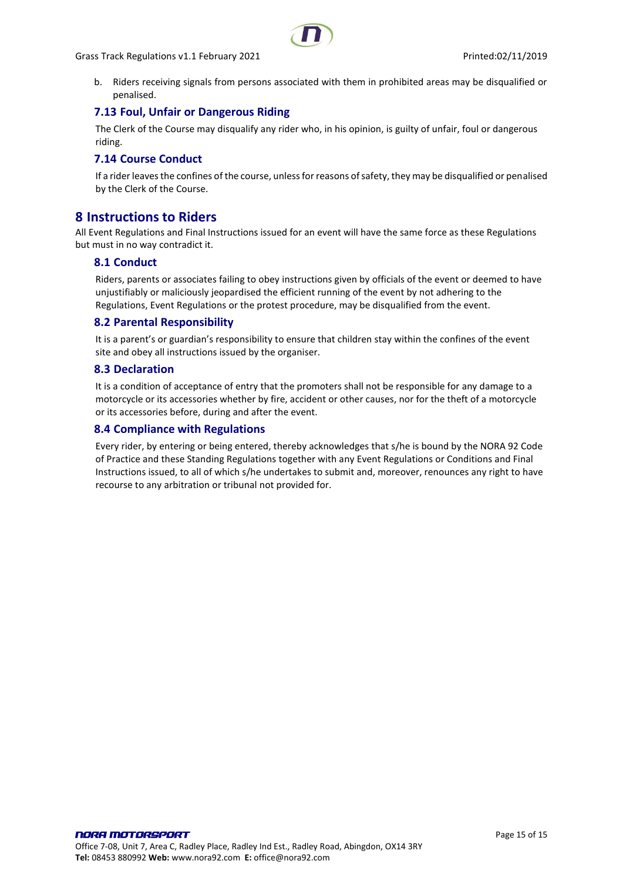b. Riders receiving signals from persons associated with them in prohibited areas may be disqualified or penalised.

### 7.13 Foul, Unfair or Dangerous Riding

The Clerk of the Course may disqualify any rider who, in his opinion, is guilty of unfair, foul or dangerous riding.

### 7.14 Course Conduct

If a rider leaves the confines of the course, unless for reasons of safety, they may be disqualified or penalised by the Clerk of the Course.

## 8 Instructions to Riders

All Event Regulations and Final Instructions issued for an event will have the same force as these Regulations but must in no way contradict it.

### 8.1 Conduct

Riders, parents or associates failing to obey instructions given by officials of the event or deemed to have unjustifiably or maliciously jeopardised the efficient running of the event by not adhering to the Regulations, Event Regulations or the protest procedure, may be disqualified from the event.

### 8.2 Parental Responsibility

It is a parent's or guardian's responsibility to ensure that children stay within the confines of the event site and obey all instructions issued by the organiser.

### 8.3 Declaration

It is a condition of acceptance of entry that the promoters shall not be responsible for any damage to a motorcycle or its accessories whether by fire, accident or other causes, nor for the theft of a motorcycle or its accessories before, during and after the event.

### 8.4 Compliance with Regulations

Every rider, by entering or being entered, thereby acknowledges that s/he is bound by the NORA 92 Code of Practice and these Standing Regulations together with any Event Regulations or Conditions and Final Instructions issued, to all of which s/he undertakes to submit and, moreover, renounces any right to have recourse to any arbitration or tribunal not provided for.